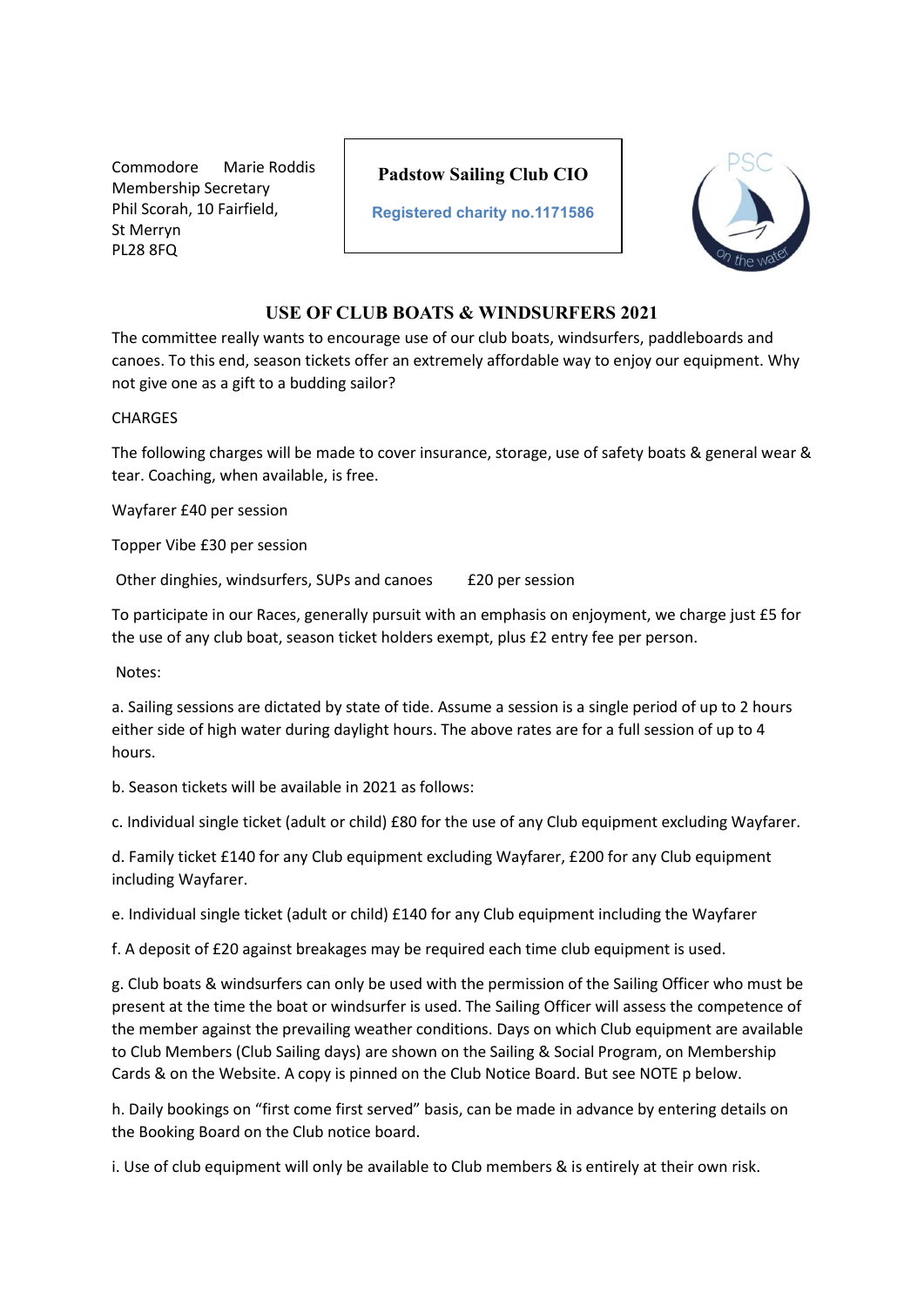Commodore Marie Roddis
Membership Secretary
Phil Scorah, 10 Fairfield,
St Merryn
PL28 8FQ

**Padstow Sailing Club CIO**

**Registered charity no.1171586**

## USE OF CLUB BOATS & WINDSURFERS 2021

The committee really wants to encourage use of our club boats, windsurfers, paddleboards and canoes. To this end, season tickets offer an extremely affordable way to enjoy our equipment. Why not give one as a gift to a budding sailor?

CHARGES

The following charges will be made to cover insurance, storage, use of safety boats & general wear & tear. Coaching, when available, is free.

Wayfarer £40 per session

Topper Vibe £30 per session

Other dinghies, windsurfers, SUPs and canoes £20 per session

To participate in our Races, generally pursuit with an emphasis on enjoyment, we charge just £5 for the use of any club boat, season ticket holders exempt, plus £2 entry fee per person.

Notes:

a. Sailing sessions are dictated by state of tide. Assume a session is a single period of up to 2 hours either side of high water during daylight hours. The above rates are for a full session of up to 4 hours.

b. Season tickets will be available in 2021 as follows:

c. Individual single ticket (adult or child) £80 for the use of any Club equipment excluding Wayfarer.

d. Family ticket £140 for any Club equipment excluding Wayfarer, £200 for any Club equipment including Wayfarer.

e. Individual single ticket (adult or child) £140 for any Club equipment including the Wayfarer

f. A deposit of £20 against breakages may be required each time club equipment is used.

g. Club boats & windsurfers can only be used with the permission of the Sailing Officer who must be present at the time the boat or windsurfer is used. The Sailing Officer will assess the competence of the member against the prevailing weather conditions. Days on which Club equipment are available to Club Members (Club Sailing days) are shown on the Sailing & Social Program, on Membership Cards & on the Website. A copy is pinned on the Club Notice Board. But see NOTE p below.

h. Daily bookings on "first come first served" basis, can be made in advance by entering details on the Booking Board on the Club notice board.

i. Use of club equipment will only be available to Club members & is entirely at their own risk.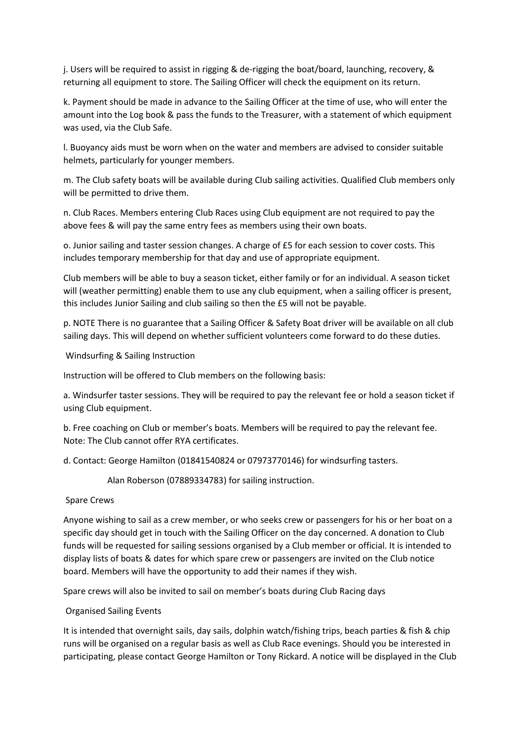j. Users will be required to assist in rigging & de-rigging the boat/board, launching, recovery, & returning all equipment to store. The Sailing Officer will check the equipment on its return.

k. Payment should be made in advance to the Sailing Officer at the time of use, who will enter the amount into the Log book & pass the funds to the Treasurer, with a statement of which equipment was used, via the Club Safe.

l. Buoyancy aids must be worn when on the water and members are advised to consider suitable helmets, particularly for younger members.

m. The Club safety boats will be available during Club sailing activities. Qualified Club members only will be permitted to drive them.

n. Club Races. Members entering Club Races using Club equipment are not required to pay the above fees & will pay the same entry fees as members using their own boats.

o. Junior sailing and taster session changes. A charge of £5 for each session to cover costs. This includes temporary membership for that day and use of appropriate equipment.

Club members will be able to buy a season ticket, either family or for an individual. A season ticket will (weather permitting) enable them to use any club equipment, when a sailing officer is present, this includes Junior Sailing and club sailing so then the £5 will not be payable.

p. NOTE There is no guarantee that a Sailing Officer & Safety Boat driver will be available on all club sailing days. This will depend on whether sufficient volunteers come forward to do these duties.

## Windsurfing & Sailing Instruction

Instruction will be offered to Club members on the following basis:

a. Windsurfer taster sessions. They will be required to pay the relevant fee or hold a season ticket if using Club equipment.

b. Free coaching on Club or member's boats. Members will be required to pay the relevant fee. Note: The Club cannot offer RYA certificates.

d. Contact: George Hamilton (01841540824 or 07973770146) for windsurfing tasters.

Alan Roberson (07889334783) for sailing instruction.

## Spare Crews

Anyone wishing to sail as a crew member, or who seeks crew or passengers for his or her boat on a specific day should get in touch with the Sailing Officer on the day concerned. A donation to Club funds will be requested for sailing sessions organised by a Club member or official. It is intended to display lists of boats & dates for which spare crew or passengers are invited on the Club notice board. Members will have the opportunity to add their names if they wish.

Spare crews will also be invited to sail on member's boats during Club Racing days

## Organised Sailing Events

It is intended that overnight sails, day sails, dolphin watch/fishing trips, beach parties & fish & chip runs will be organised on a regular basis as well as Club Race evenings. Should you be interested in participating, please contact George Hamilton or Tony Rickard. A notice will be displayed in the Club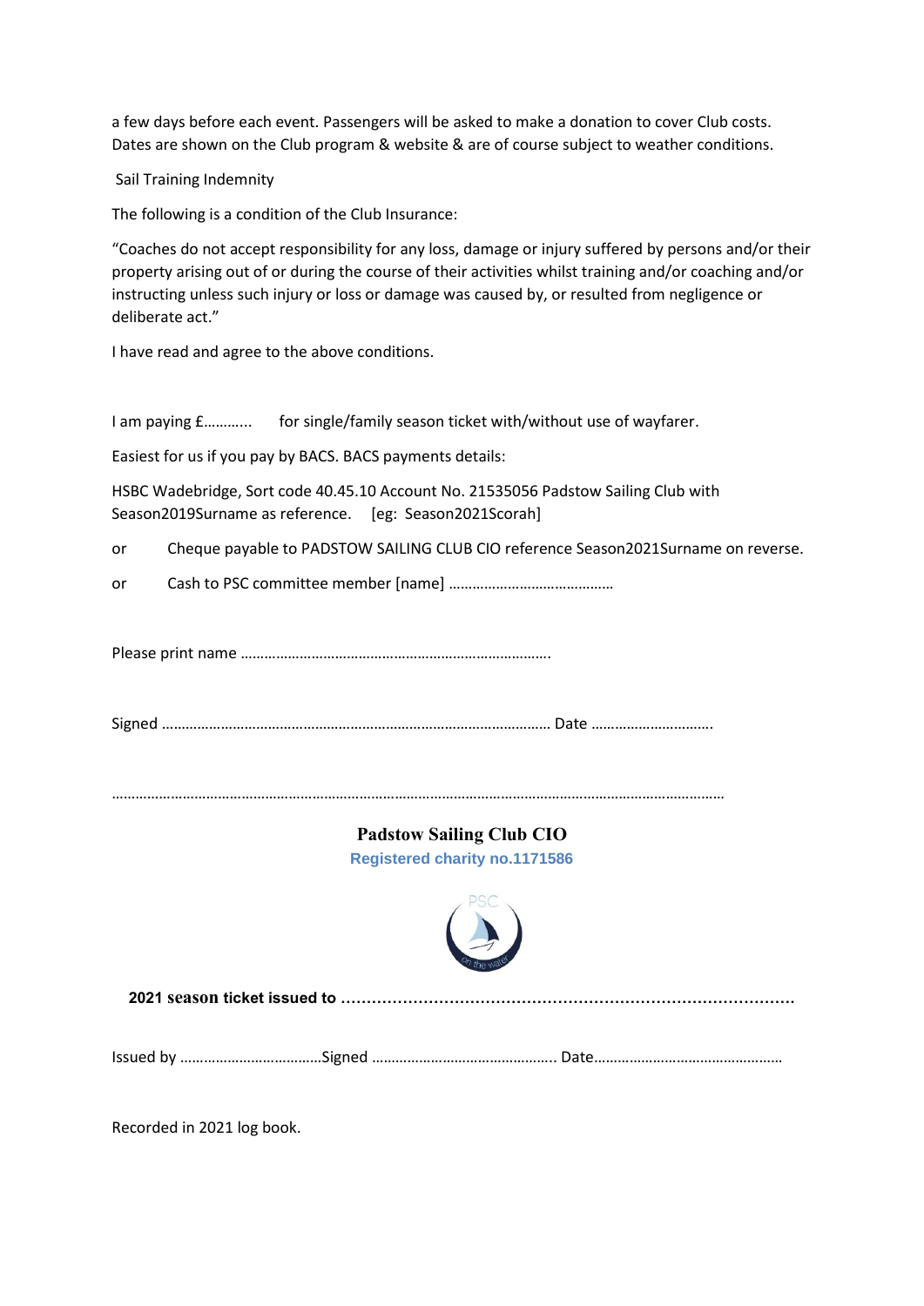a few days before each event. Passengers will be asked to make a donation to cover Club costs. Dates are shown on the Club program & website & are of course subject to weather conditions.

Sail Training Indemnity

The following is a condition of the Club Insurance:

"Coaches do not accept responsibility for any loss, damage or injury suffered by persons and/or their property arising out of or during the course of their activities whilst training and/or coaching and/or instructing unless such injury or loss or damage was caused by, or resulted from negligence or deliberate act."

I have read and agree to the above conditions.

I am paying £………... for single/family season ticket with/without use of wayfarer.

Easiest for us if you pay by BACS. BACS payments details:

HSBC Wadebridge, Sort code 40.45.10 Account No. 21535056 Padstow Sailing Club with Season2019Surname as reference. [eg: Season2021Scorah]

or Cheque payable to PADSTOW SAILING CLUB CIO reference Season2021Surname on reverse.

or Cash to PSC committee member [name] ……………………………………

Please print name …………………………………………………………………….

Signed ……………………………………………………………………………………… Date ………………………….

………………………………………………………………………………………………………………………………………

**Padstow Sailing Club CIO**

**Registered charity no.1171586**

**2021 season ticket issued to ……………………………………………………………………………**

Issued by ………………………………Signed ……………………………………….. Date…………………………………………

Recorded in 2021 log book.